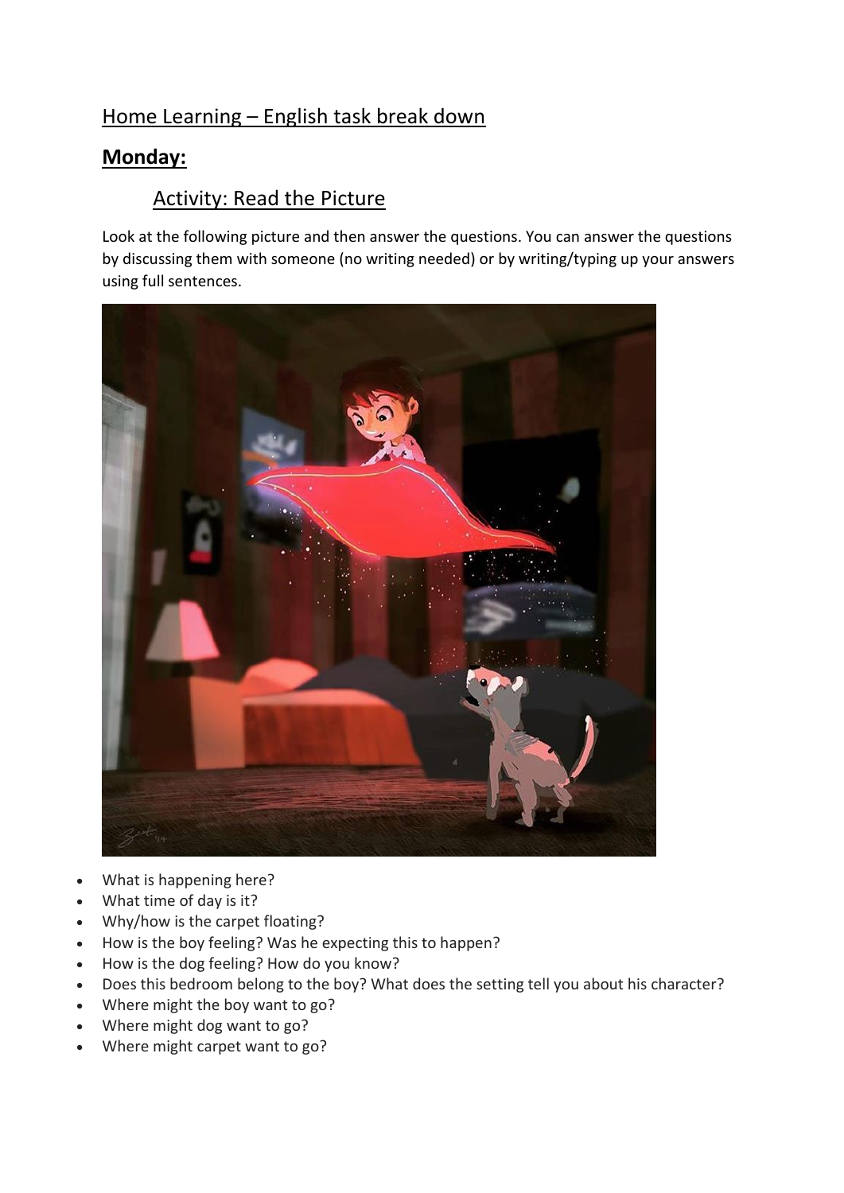# Home Learning – English task break down

## **Monday:**

### Activity: Read the Picture

Look at the following picture and then answer the questions. You can answer the questions by discussing them with someone (no writing needed) or by writing/typing up your answers using full sentences.

- What is happening here?
- What time of day is it?
- Why/how is the carpet floating?
- How is the boy feeling? Was he expecting this to happen?
- How is the dog feeling? How do you know?
- Does this bedroom belong to the boy? What does the setting tell you about his character?
- Where might the boy want to go?
- Where might dog want to go?
- Where might carpet want to go?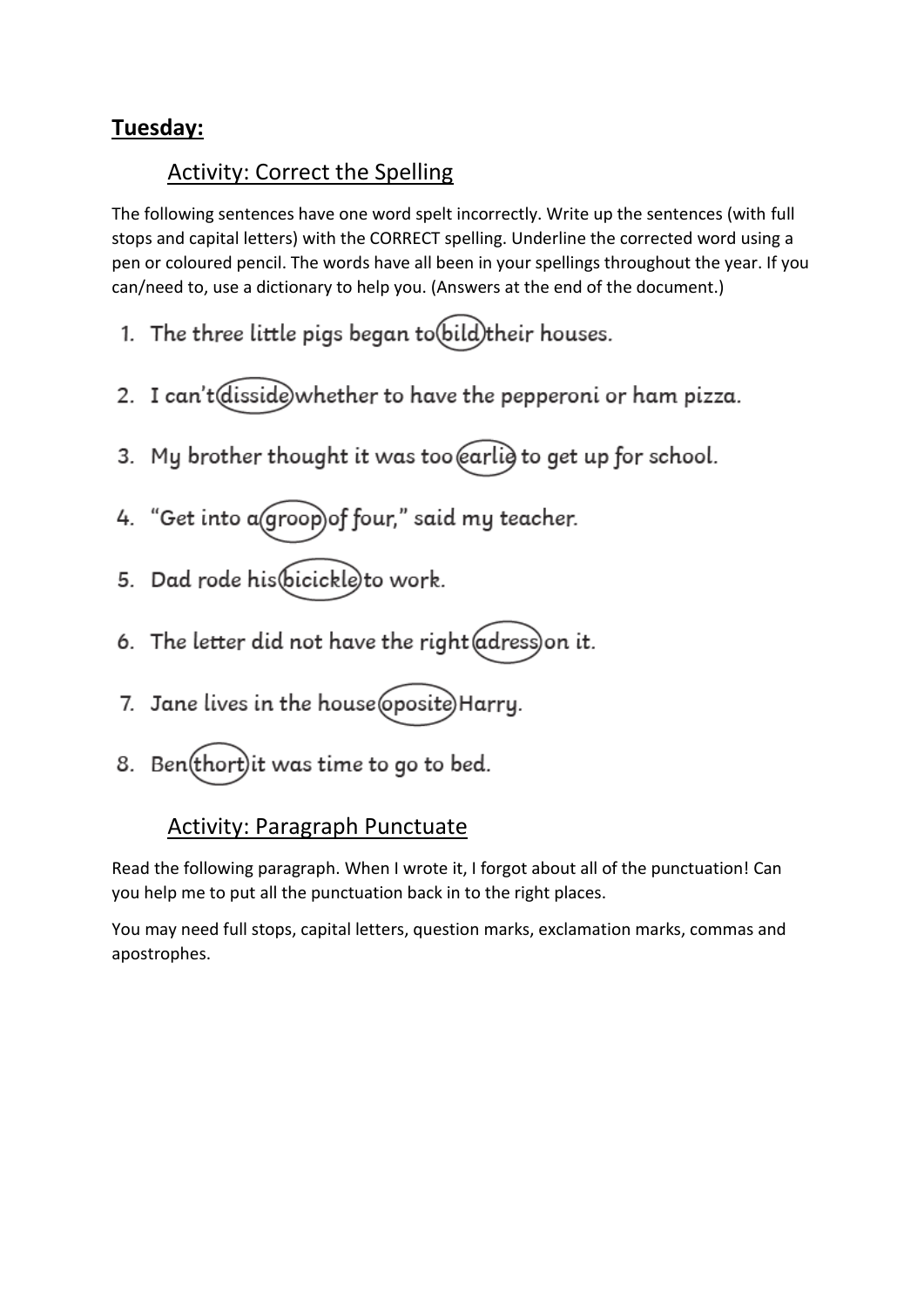## Tuesday:

### Activity: Correct the Spelling

The following sentences have one word spelt incorrectly. Write up the sentences (with full stops and capital letters) with the CORRECT spelling. Underline the corrected word using a pen or coloured pencil. The words have all been in your spellings throughout the year. If you can/need to, use a dictionary to help you. (Answers at the end of the document.)

1. The three little pigs began to bild their houses.
2. I can't disside whether to have the pepperoni or ham pizza.
3. My brother thought it was too earlie to get up for school.
4. "Get into a groop of four," said my teacher.
5. Dad rode his bicickle to work.
6. The letter did not have the right adress on it.
7. Jane lives in the house oposite Harry.
8. Ben thort it was time to go to bed.

### Activity: Paragraph Punctuate

Read the following paragraph. When I wrote it, I forgot about all of the punctuation! Can you help me to put all the punctuation back in to the right places.

You may need full stops, capital letters, question marks, exclamation marks, commas and apostrophes.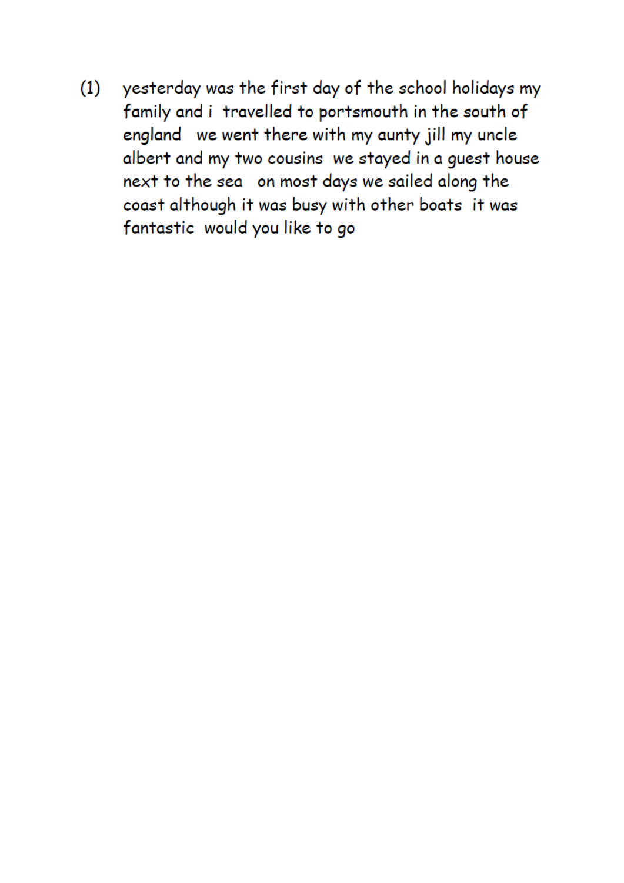(1) yesterday was the first day of the school holidays my family and i travelled to portsmouth in the south of england we went there with my aunty jill my uncle albert and my two cousins we stayed in a guest house next to the sea on most days we sailed along the coast although it was busy with other boats it was fantastic would you like to go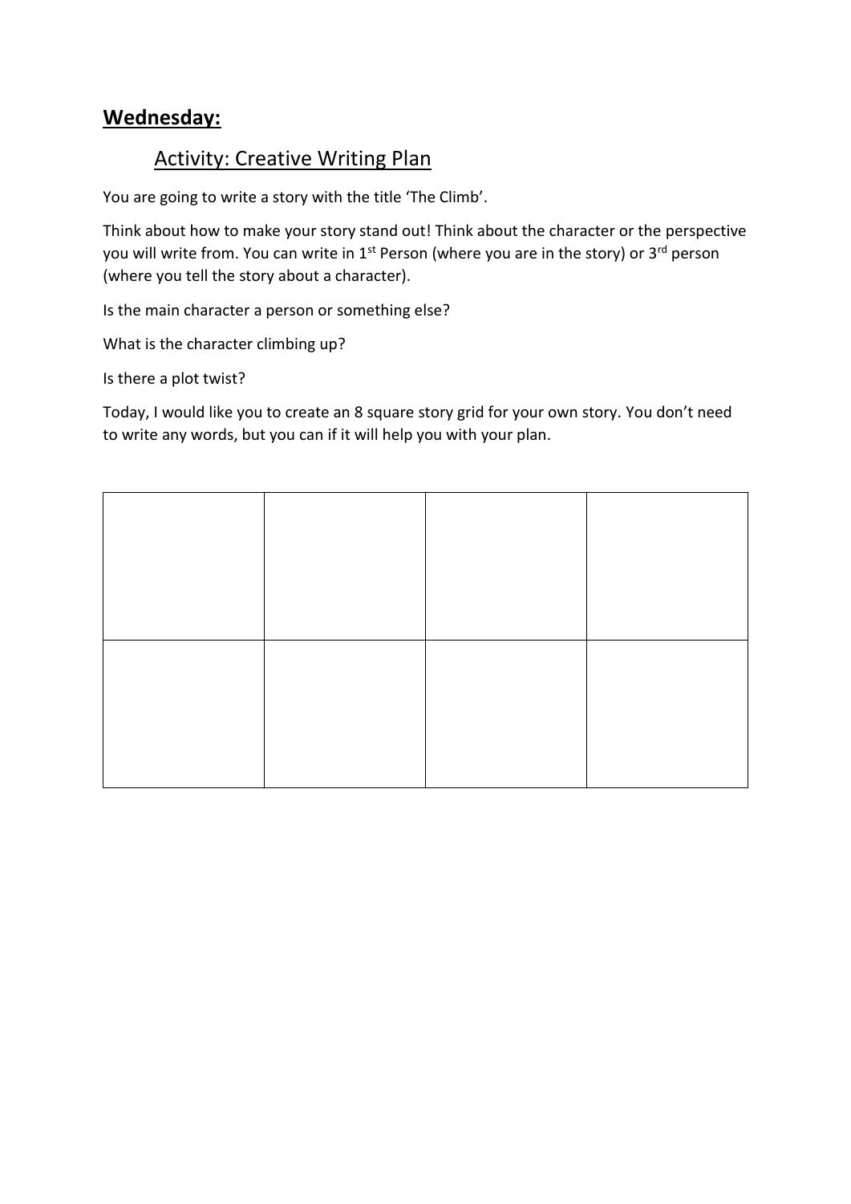## Wednesday:

### Activity: Creative Writing Plan

You are going to write a story with the title 'The Climb'.

Think about how to make your story stand out! Think about the character or the perspective you will write from. You can write in 1st Person (where you are in the story) or 3rd person (where you tell the story about a character).

Is the main character a person or something else?

What is the character climbing up?

Is there a plot twist?

Today, I would like you to create an 8 square story grid for your own story. You don't need to write any words, but you can if it will help you with your plan.

| | | | |
|---|---|---|---|
| | | | |
| | | | |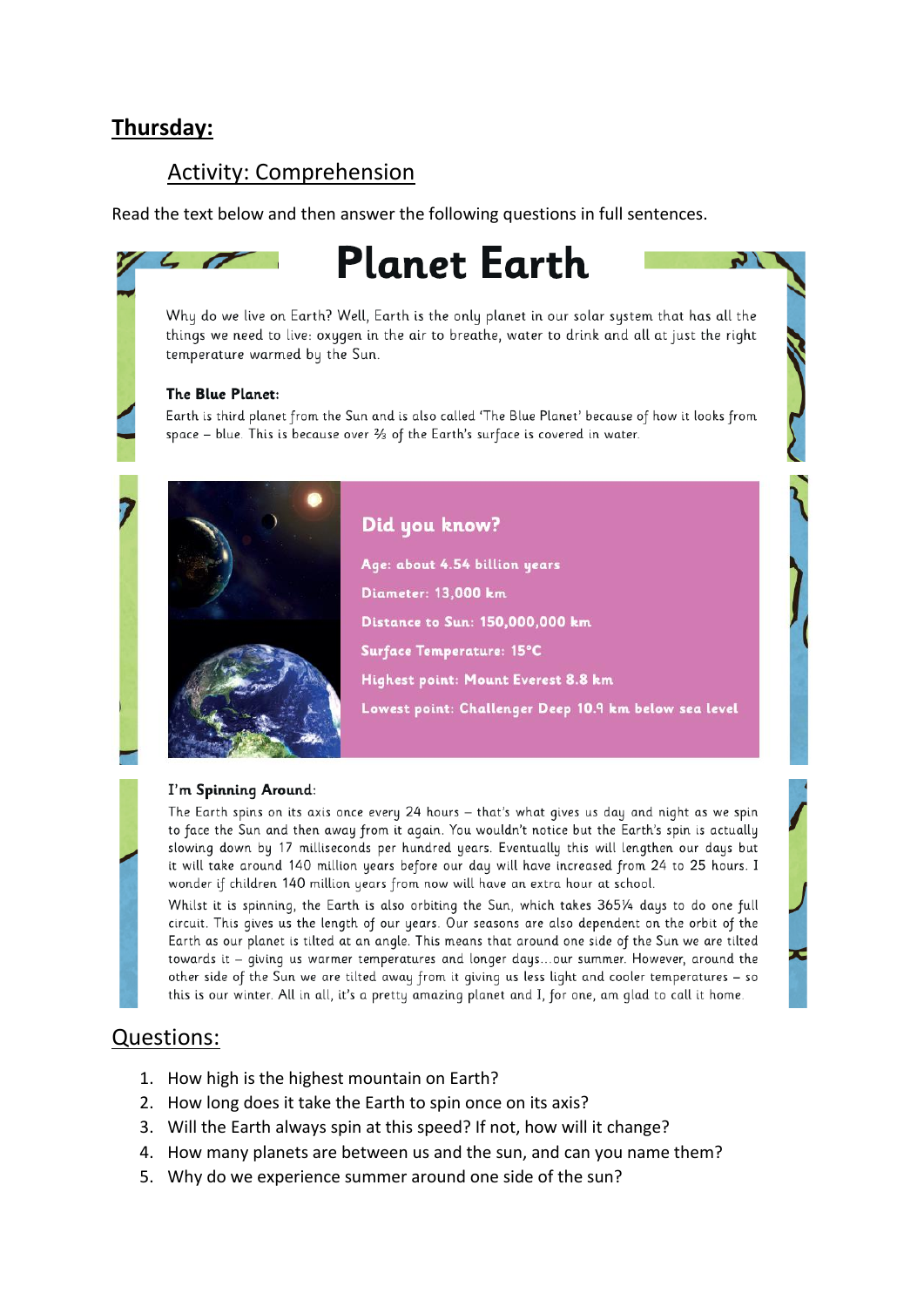## Thursday:

### Activity: Comprehension

Read the text below and then answer the following questions in full sentences.

# Planet Earth

Why do we live on Earth? Well, Earth is the only planet in our solar system that has all the things we need to live: oxygen in the air to breathe, water to drink and all at just the right temperature warmed by the Sun.

**The Blue Planet:**

Earth is third planet from the Sun and is also called 'The Blue Planet' because of how it looks from space – blue. This is because over ⅔ of the Earth's surface is covered in water.

**Did you know?**

**Age: about 4.54 billion years**

**Diameter: 13,000 km**

**Distance to Sun: 150,000,000 km**

**Surface Temperature: 15°C**

**Highest point: Mount Everest 8.8 km**

**Lowest point: Challenger Deep 10.9 km below sea level**

**I'm Spinning Around:**

The Earth spins on its axis once every 24 hours – that's what gives us day and night as we spin to face the Sun and then away from it again. You wouldn't notice but the Earth's spin is actually slowing down by 17 milliseconds per hundred years. Eventually this will lengthen our days but it will take around 140 million years before our day will have increased from 24 to 25 hours. I wonder if children 140 million years from now will have an extra hour at school.

Whilst it is spinning, the Earth is also orbiting the Sun, which takes 365¼ days to do one full circuit. This gives us the length of our years. Our seasons are also dependent on the orbit of the Earth as our planet is tilted at an angle. This means that around one side of the Sun we are tilted towards it – giving us warmer temperatures and longer days...our summer. However, around the other side of the Sun we are tilted away from it giving us less light and cooler temperatures – so this is our winter. All in all, it's a pretty amazing planet and I, for one, am glad to call it home.

## Questions:

1. How high is the highest mountain on Earth?
2. How long does it take the Earth to spin once on its axis?
3. Will the Earth always spin at this speed? If not, how will it change?
4. How many planets are between us and the sun, and can you name them?
5. Why do we experience summer around one side of the sun?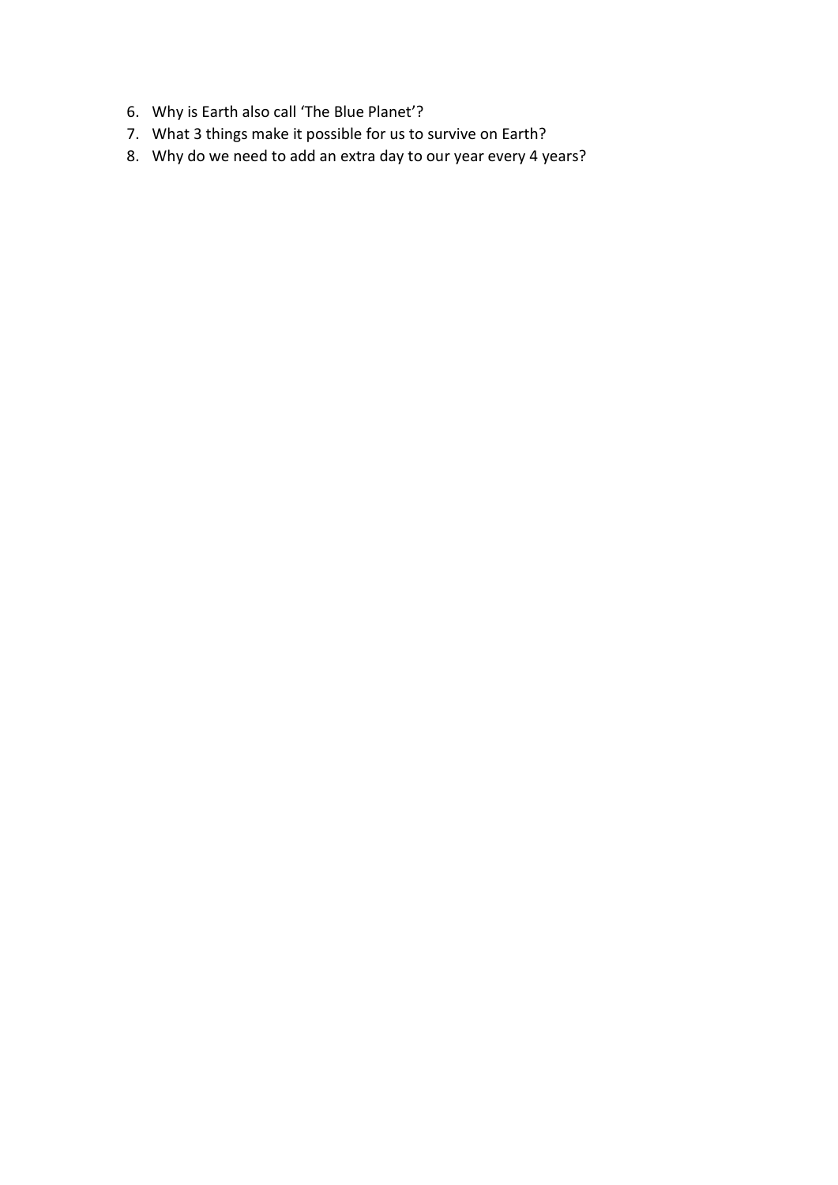6. Why is Earth also call 'The Blue Planet'?
7. What 3 things make it possible for us to survive on Earth?
8. Why do we need to add an extra day to our year every 4 years?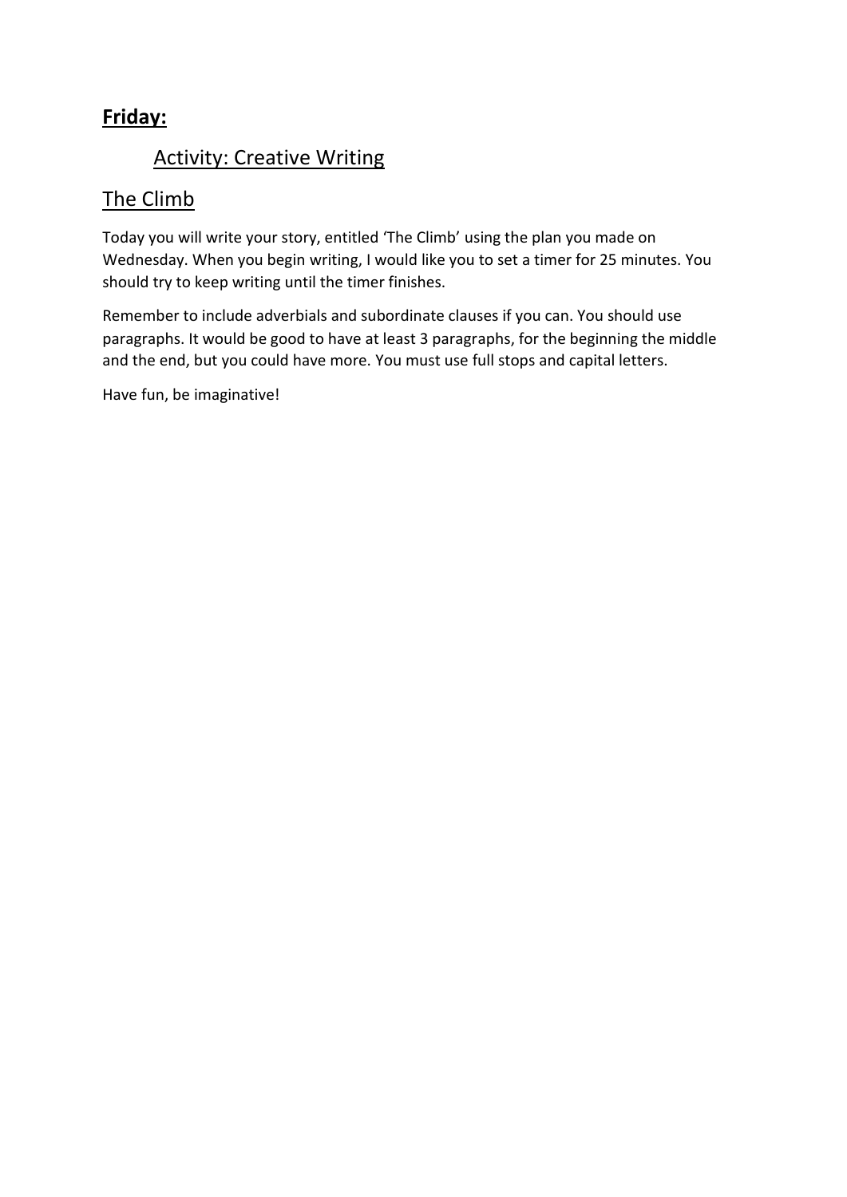## **Friday:**

### Activity: Creative Writing

### The Climb

Today you will write your story, entitled 'The Climb' using the plan you made on Wednesday. When you begin writing, I would like you to set a timer for 25 minutes. You should try to keep writing until the timer finishes.

Remember to include adverbials and subordinate clauses if you can. You should use paragraphs. It would be good to have at least 3 paragraphs, for the beginning the middle and the end, but you could have more. You must use full stops and capital letters.

Have fun, be imaginative!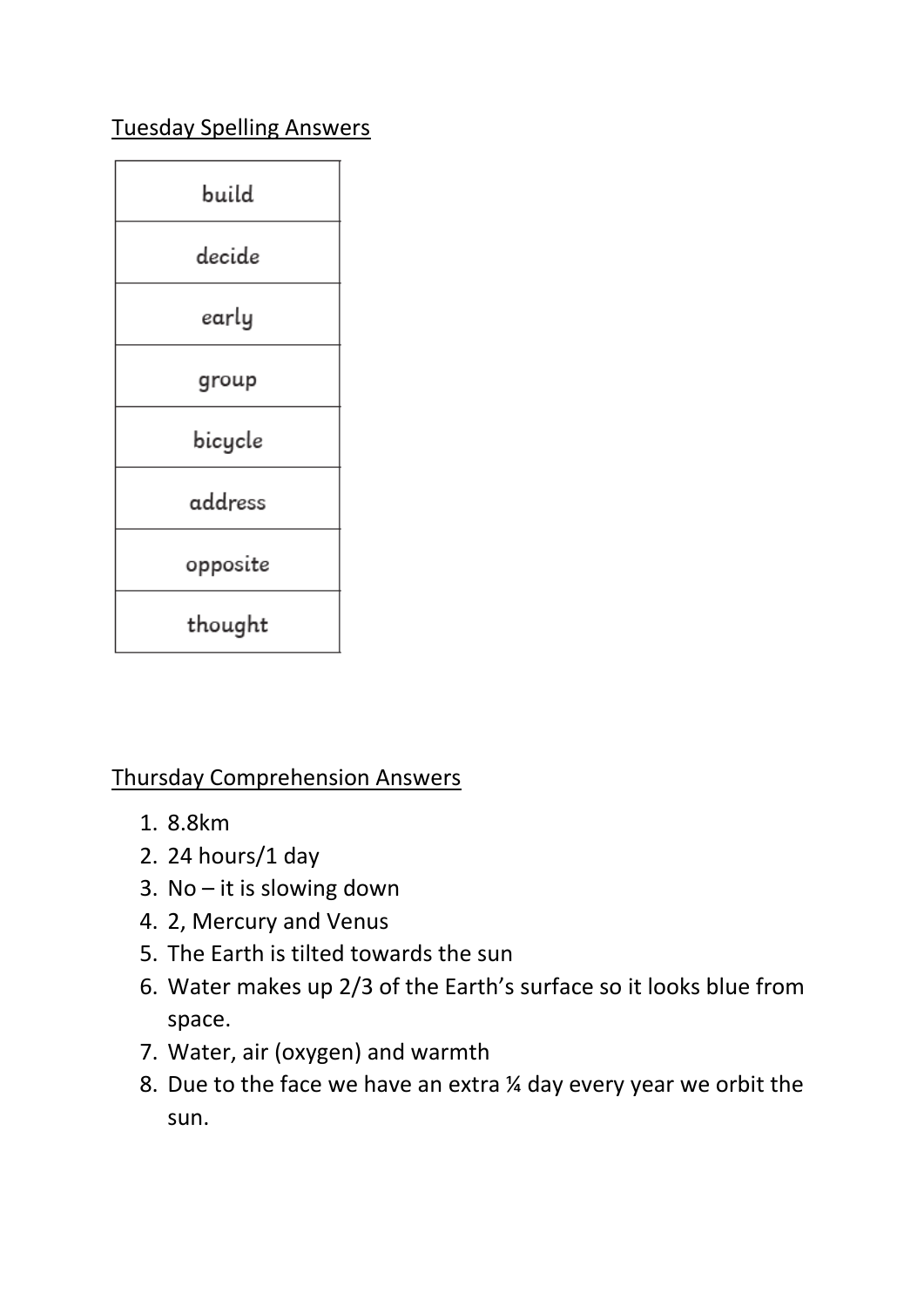Tuesday Spelling Answers

| |
|---|
| build |
| decide |
| early |
| group |
| bicycle |
| address |
| opposite |
| thought |

Thursday Comprehension Answers

1. 8.8km
2. 24 hours/1 day
3. No – it is slowing down
4. 2, Mercury and Venus
5. The Earth is tilted towards the sun
6. Water makes up 2/3 of the Earth's surface so it looks blue from space.
7. Water, air (oxygen) and warmth
8. Due to the face we have an extra ¼ day every year we orbit the sun.